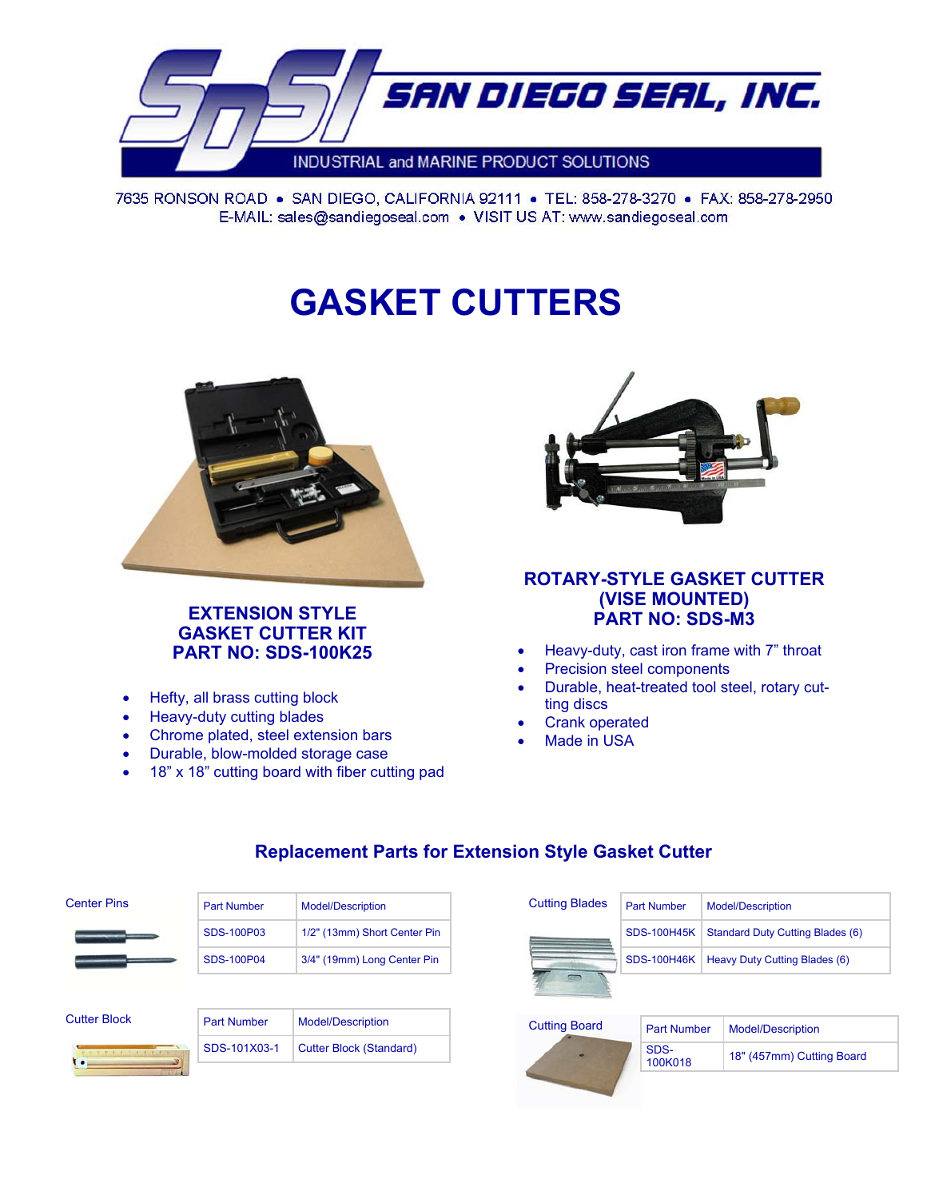# SAN DIEGO SEAL, INC.

INDUSTRIAL and MARINE PRODUCT SOLUTIONS

7635 RONSON ROAD • SAN DIEGO, CALIFORNIA 92111 • TEL: 858-278-3270 • FAX: 858-278-2950
E-MAIL: sales@sandiegoseal.com • VISIT US AT: www.sandiegoseal.com

# GASKET CUTTERS

### EXTENSION STYLE GASKET CUTTER KIT
### PART NO: SDS-100K25

- Hefty, all brass cutting block
- Heavy-duty cutting blades
- Chrome plated, steel extension bars
- Durable, blow-molded storage case
- 18" x 18" cutting board with fiber cutting pad

### ROTARY-STYLE GASKET CUTTER (VISE MOUNTED)
### PART NO: SDS-M3

- Heavy-duty, cast iron frame with 7" throat
- Precision steel components
- Durable, heat-treated tool steel, rotary cutting discs
- Crank operated
- Made in USA

## Replacement Parts for Extension Style Gasket Cutter

**Center Pins**

| Part Number | Model/Description |
|---|---|
| SDS-100P03 | 1/2" (13mm) Short Center Pin |
| SDS-100P04 | 3/4" (19mm) Long Center Pin |

**Cutter Block**

| Part Number | Model/Description |
|---|---|
| SDS-101X03-1 | Cutter Block (Standard) |

**Cutting Blades**

| Part Number | Model/Description |
|---|---|
| SDS-100H45K | Standard Duty Cutting Blades (6) |
| SDS-100H46K | Heavy Duty Cutting Blades (6) |

**Cutting Board**

| Part Number | Model/Description |
|---|---|
| SDS-100K018 | 18" (457mm) Cutting Board |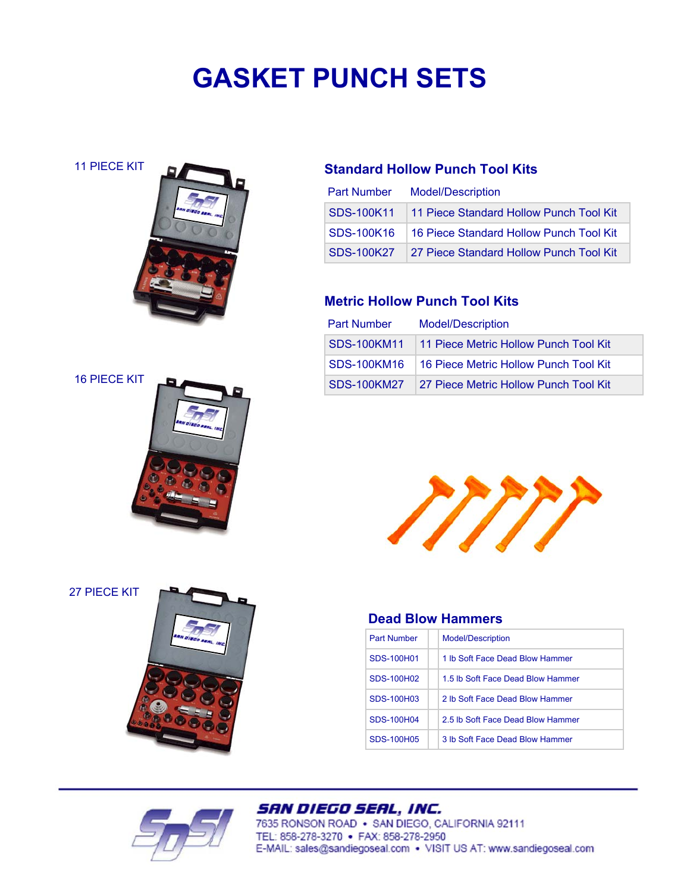# GASKET PUNCH SETS

11 PIECE KIT

16 PIECE KIT

27 PIECE KIT

### Standard Hollow Punch Tool Kits

| Part Number | Model/Description |
|---|---|
| SDS-100K11 | 11 Piece Standard Hollow Punch Tool Kit |
| SDS-100K16 | 16 Piece Standard Hollow Punch Tool Kit |
| SDS-100K27 | 27 Piece Standard Hollow Punch Tool Kit |

### Metric Hollow Punch Tool Kits

| Part Number | Model/Description |
|---|---|
| SDS-100KM11 | 11 Piece Metric Hollow Punch Tool Kit |
| SDS-100KM16 | 16 Piece Metric Hollow Punch Tool Kit |
| SDS-100KM27 | 27 Piece Metric Hollow Punch Tool Kit |

### Dead Blow Hammers

| Part Number | Model/Description |
|---|---|
| SDS-100H01 | 1 lb Soft Face Dead Blow Hammer |
| SDS-100H02 | 1.5 lb Soft Face Dead Blow Hammer |
| SDS-100H03 | 2 lb Soft Face Dead Blow Hammer |
| SDS-100H04 | 2.5 lb Soft Face Dead Blow Hammer |
| SDS-100H05 | 3 lb Soft Face Dead Blow Hammer |

**SAN DIEGO SEAL, INC.**
7635 RONSON ROAD • SAN DIEGO, CALIFORNIA 92111
TEL: 858-278-3270 • FAX: 858-278-2950
E-MAIL: sales@sandiegoseal.com • VISIT US AT: www.sandiegoseal.com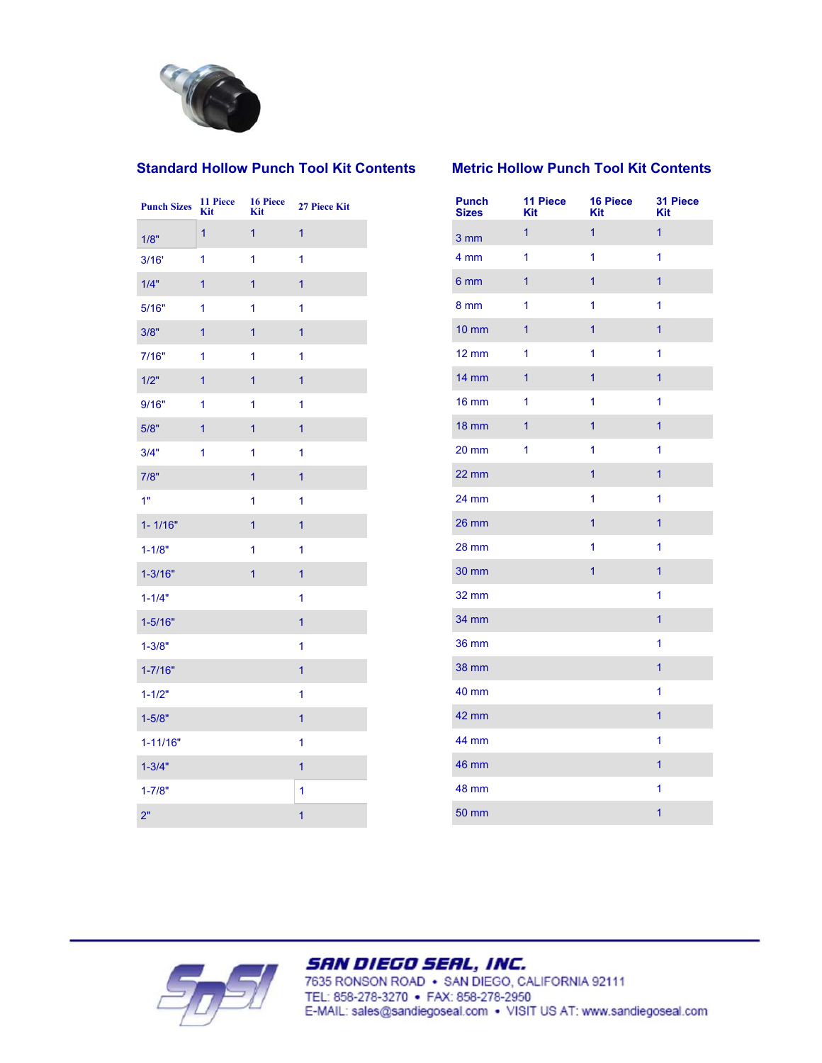## Standard Hollow Punch Tool Kit Contents

| Punch Sizes | 11 Piece Kit | 16 Piece Kit | 27 Piece Kit |
|---|---|---|---|
| 1/8" | 1 | 1 | 1 |
| 3/16' | 1 | 1 | 1 |
| 1/4" | 1 | 1 | 1 |
| 5/16" | 1 | 1 | 1 |
| 3/8" | 1 | 1 | 1 |
| 7/16" | 1 | 1 | 1 |
| 1/2" | 1 | 1 | 1 |
| 9/16" | 1 | 1 | 1 |
| 5/8" | 1 | 1 | 1 |
| 3/4" | 1 | 1 | 1 |
| 7/8" | | 1 | 1 |
| 1" | | 1 | 1 |
| 1- 1/16" | | 1 | 1 |
| 1-1/8" | | 1 | 1 |
| 1-3/16" | | 1 | 1 |
| 1-1/4" | | | 1 |
| 1-5/16" | | | 1 |
| 1-3/8" | | | 1 |
| 1-7/16" | | | 1 |
| 1-1/2" | | | 1 |
| 1-5/8" | | | 1 |
| 1-11/16" | | | 1 |
| 1-3/4" | | | 1 |
| 1-7/8" | | | 1 |
| 2" | | | 1 |

## Metric Hollow Punch Tool Kit Contents

| Punch Sizes | 11 Piece Kit | 16 Piece Kit | 31 Piece Kit |
|---|---|---|---|
| 3 mm | 1 | 1 | 1 |
| 4 mm | 1 | 1 | 1 |
| 6 mm | 1 | 1 | 1 |
| 8 mm | 1 | 1 | 1 |
| 10 mm | 1 | 1 | 1 |
| 12 mm | 1 | 1 | 1 |
| 14 mm | 1 | 1 | 1 |
| 16 mm | 1 | 1 | 1 |
| 18 mm | 1 | 1 | 1 |
| 20 mm | 1 | 1 | 1 |
| 22 mm | | 1 | 1 |
| 24 mm | | 1 | 1 |
| 26 mm | | 1 | 1 |
| 28 mm | | 1 | 1 |
| 30 mm | | 1 | 1 |
| 32 mm | | | 1 |
| 34 mm | | | 1 |
| 36 mm | | | 1 |
| 38 mm | | | 1 |
| 40 mm | | | 1 |
| 42 mm | | | 1 |
| 44 mm | | | 1 |
| 46 mm | | | 1 |
| 48 mm | | | 1 |
| 50 mm | | | 1 |

**SAN DIEGO SEAL, INC.**
7635 RONSON ROAD • SAN DIEGO, CALIFORNIA 92111
TEL: 858-278-3270 • FAX: 858-278-2950
E-MAIL: sales@sandiegoseal.com • VISIT US AT: www.sandiegoseal.com